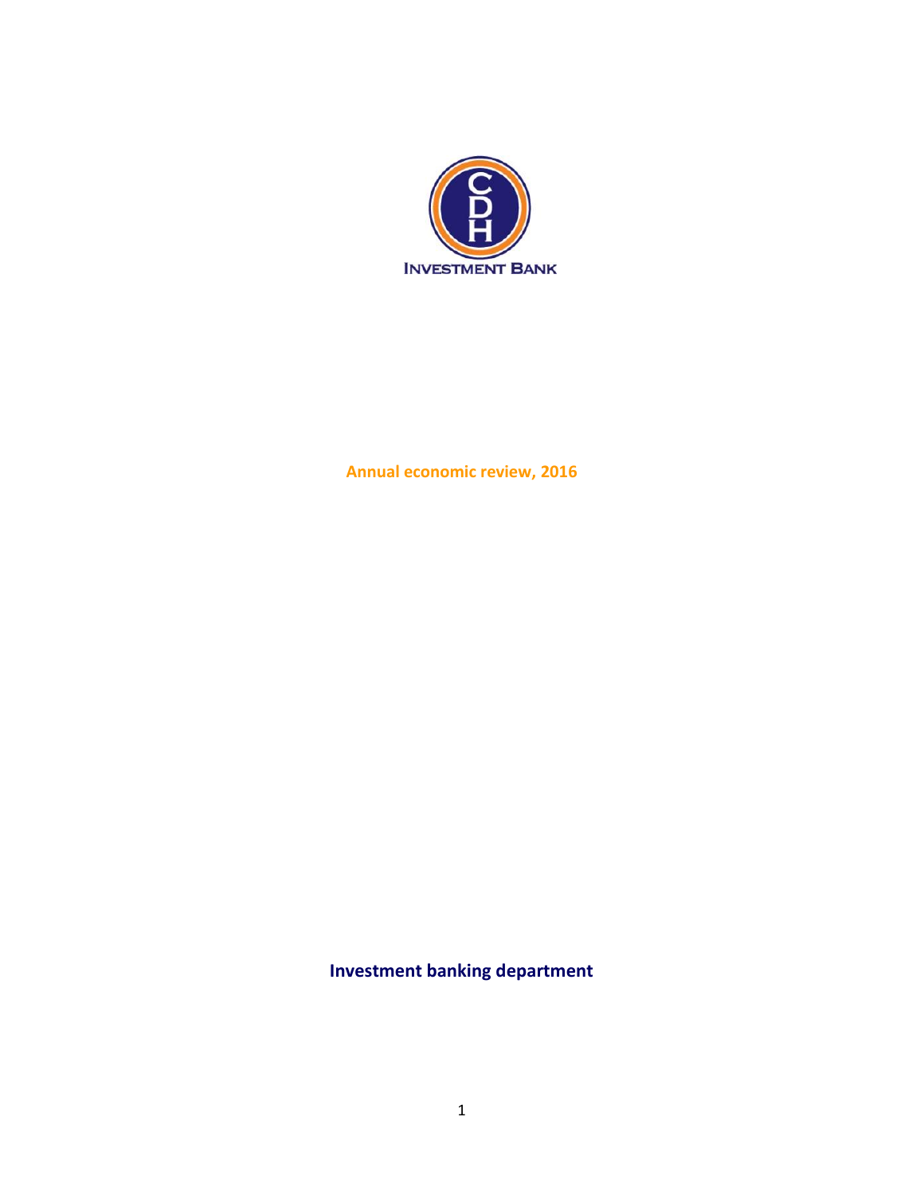CDH

INVESTMENT BANK

# Annual economic review, 2016

**Investment banking department**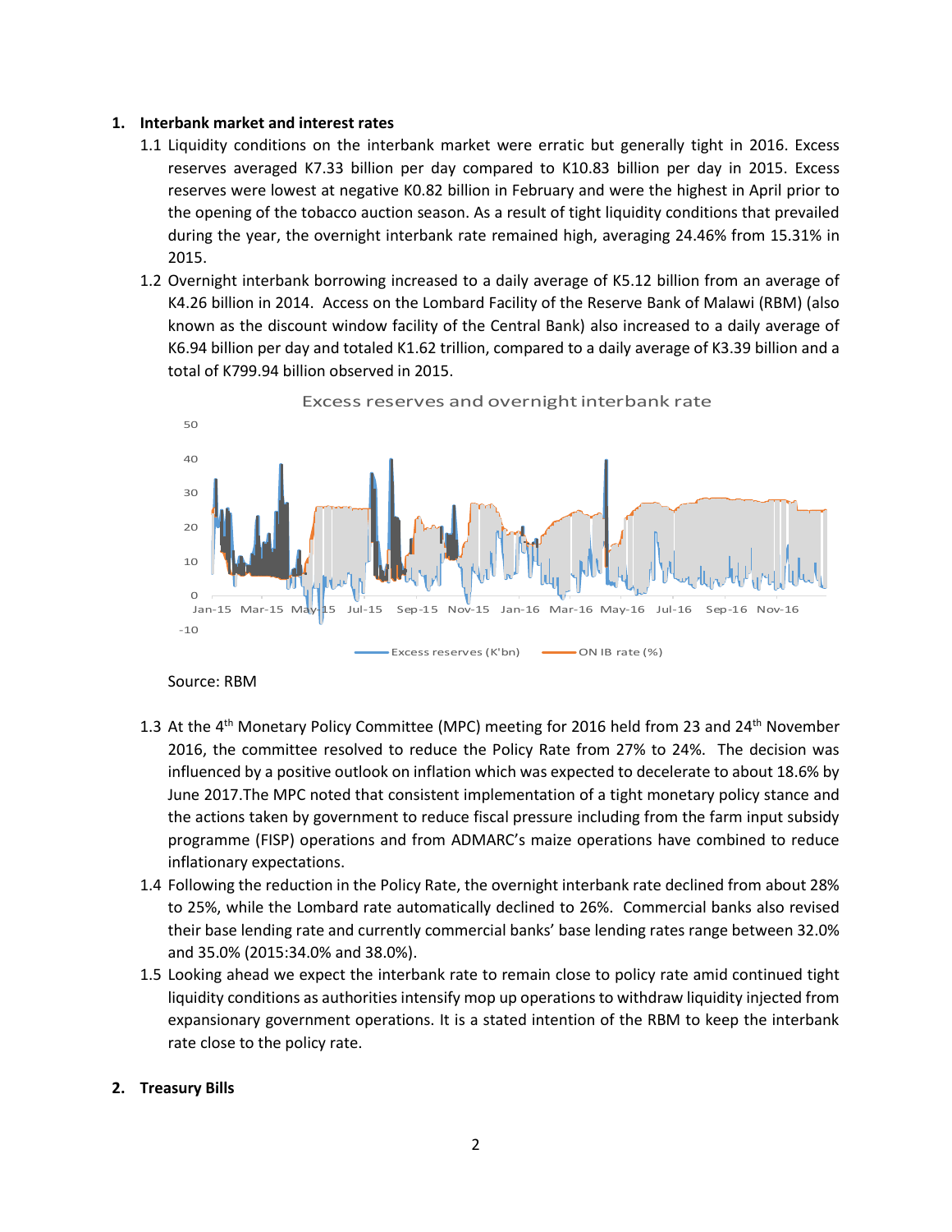## 1. Interbank market and interest rates

1.1 Liquidity conditions on the interbank market were erratic but generally tight in 2016. Excess reserves averaged K7.33 billion per day compared to K10.83 billion per day in 2015. Excess reserves were lowest at negative K0.82 billion in February and were the highest in April prior to the opening of the tobacco auction season. As a result of tight liquidity conditions that prevailed during the year, the overnight interbank rate remained high, averaging 24.46% from 15.31% in 2015.

1.2 Overnight interbank borrowing increased to a daily average of K5.12 billion from an average of K4.26 billion in 2014. Access on the Lombard Facility of the Reserve Bank of Malawi (RBM) (also known as the discount window facility of the Central Bank) also increased to a daily average of K6.94 billion per day and totaled K1.62 trillion, compared to a daily average of K3.39 billion and a total of K799.94 billion observed in 2015.

Excess reserves and overnight interbank rate

Excess reserves (K'bn) — ON IB rate (%)

Source: RBM

1.3 At the 4th Monetary Policy Committee (MPC) meeting for 2016 held from 23 and 24th November 2016, the committee resolved to reduce the Policy Rate from 27% to 24%. The decision was influenced by a positive outlook on inflation which was expected to decelerate to about 18.6% by June 2017.The MPC noted that consistent implementation of a tight monetary policy stance and the actions taken by government to reduce fiscal pressure including from the farm input subsidy programme (FISP) operations and from ADMARC's maize operations have combined to reduce inflationary expectations.

1.4 Following the reduction in the Policy Rate, the overnight interbank rate declined from about 28% to 25%, while the Lombard rate automatically declined to 26%. Commercial banks also revised their base lending rate and currently commercial banks' base lending rates range between 32.0% and 35.0% (2015:34.0% and 38.0%).

1.5 Looking ahead we expect the interbank rate to remain close to policy rate amid continued tight liquidity conditions as authorities intensify mop up operations to withdraw liquidity injected from expansionary government operations. It is a stated intention of the RBM to keep the interbank rate close to the policy rate.

## 2. Treasury Bills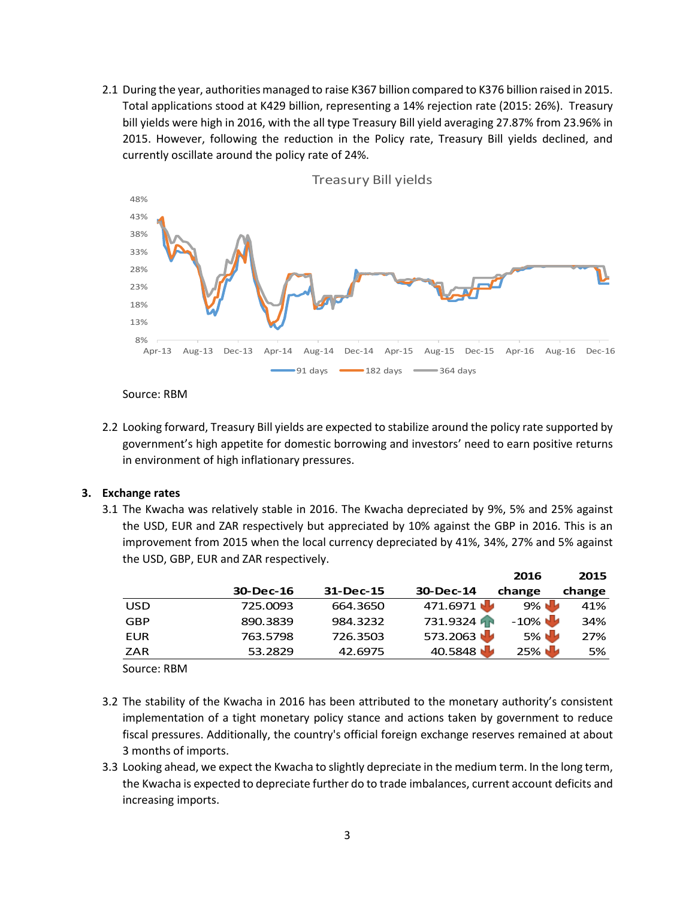2.1 During the year, authorities managed to raise K367 billion compared to K376 billion raised in 2015. Total applications stood at K429 billion, representing a 14% rejection rate (2015: 26%). Treasury bill yields were high in 2016, with the all type Treasury Bill yield averaging 27.87% from 23.96% in 2015. However, following the reduction in the Policy rate, Treasury Bill yields declined, and currently oscillate around the policy rate of 24%.

Treasury Bill yields

Source: RBM

2.2 Looking forward, Treasury Bill yields are expected to stabilize around the policy rate supported by government's high appetite for domestic borrowing and investors' need to earn positive returns in environment of high inflationary pressures.

### 3. Exchange rates

3.1 The Kwacha was relatively stable in 2016. The Kwacha depreciated by 9%, 5% and 25% against the USD, EUR and ZAR respectively but appreciated by 10% against the GBP in 2016. This is an improvement from 2015 when the local currency depreciated by 41%, 34%, 27% and 5% against the USD, GBP, EUR and ZAR respectively.

| | 30-Dec-16 | 31-Dec-15 | 30-Dec-14 | 2016 change | 2015 change |
|---|---|---|---|---|---|
| USD | 725.0093 | 664.3650 | 471.6971 | 9% | 41% |
| GBP | 890.3839 | 984.3232 | 731.9324 | -10% | 34% |
| EUR | 763.5798 | 726.3503 | 573.2063 | 5% | 27% |
| ZAR | 53.2829 | 42.6975 | 40.5848 | 25% | 5% |

Source: RBM

3.2 The stability of the Kwacha in 2016 has been attributed to the monetary authority's consistent implementation of a tight monetary policy stance and actions taken by government to reduce fiscal pressures. Additionally, the country's official foreign exchange reserves remained at about 3 months of imports.

3.3 Looking ahead, we expect the Kwacha to slightly depreciate in the medium term. In the long term, the Kwacha is expected to depreciate further do to trade imbalances, current account deficits and increasing imports.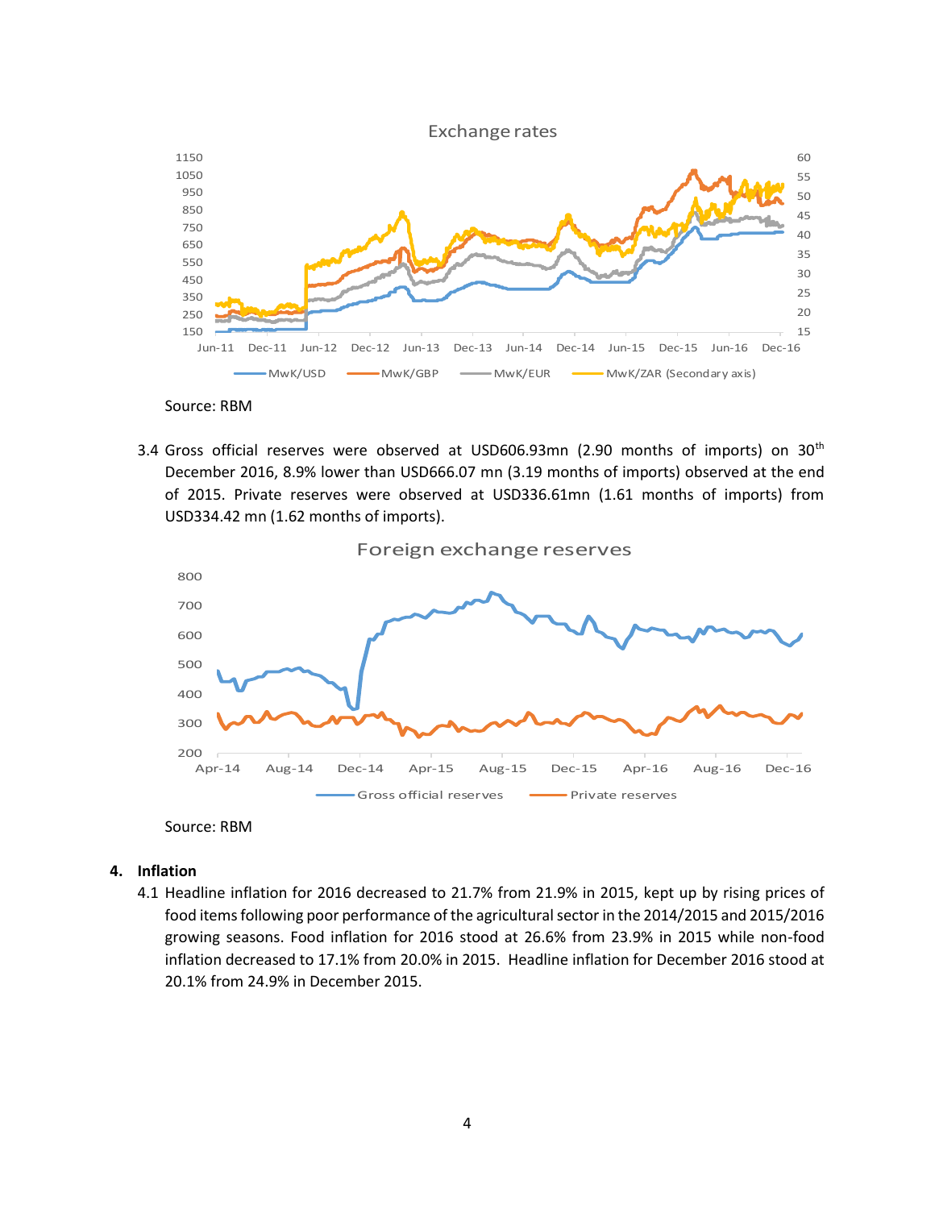Exchange rates

Source: RBM

3.4 Gross official reserves were observed at USD606.93mn (2.90 months of imports) on 30th December 2016, 8.9% lower than USD666.07 mn (3.19 months of imports) observed at the end of 2015. Private reserves were observed at USD336.61mn (1.61 months of imports) from USD334.42 mn (1.62 months of imports).

Foreign exchange reserves

Source: RBM

## 4. Inflation

4.1 Headline inflation for 2016 decreased to 21.7% from 21.9% in 2015, kept up by rising prices of food items following poor performance of the agricultural sector in the 2014/2015 and 2015/2016 growing seasons. Food inflation for 2016 stood at 26.6% from 23.9% in 2015 while non-food inflation decreased to 17.1% from 20.0% in 2015. Headline inflation for December 2016 stood at 20.1% from 24.9% in December 2015.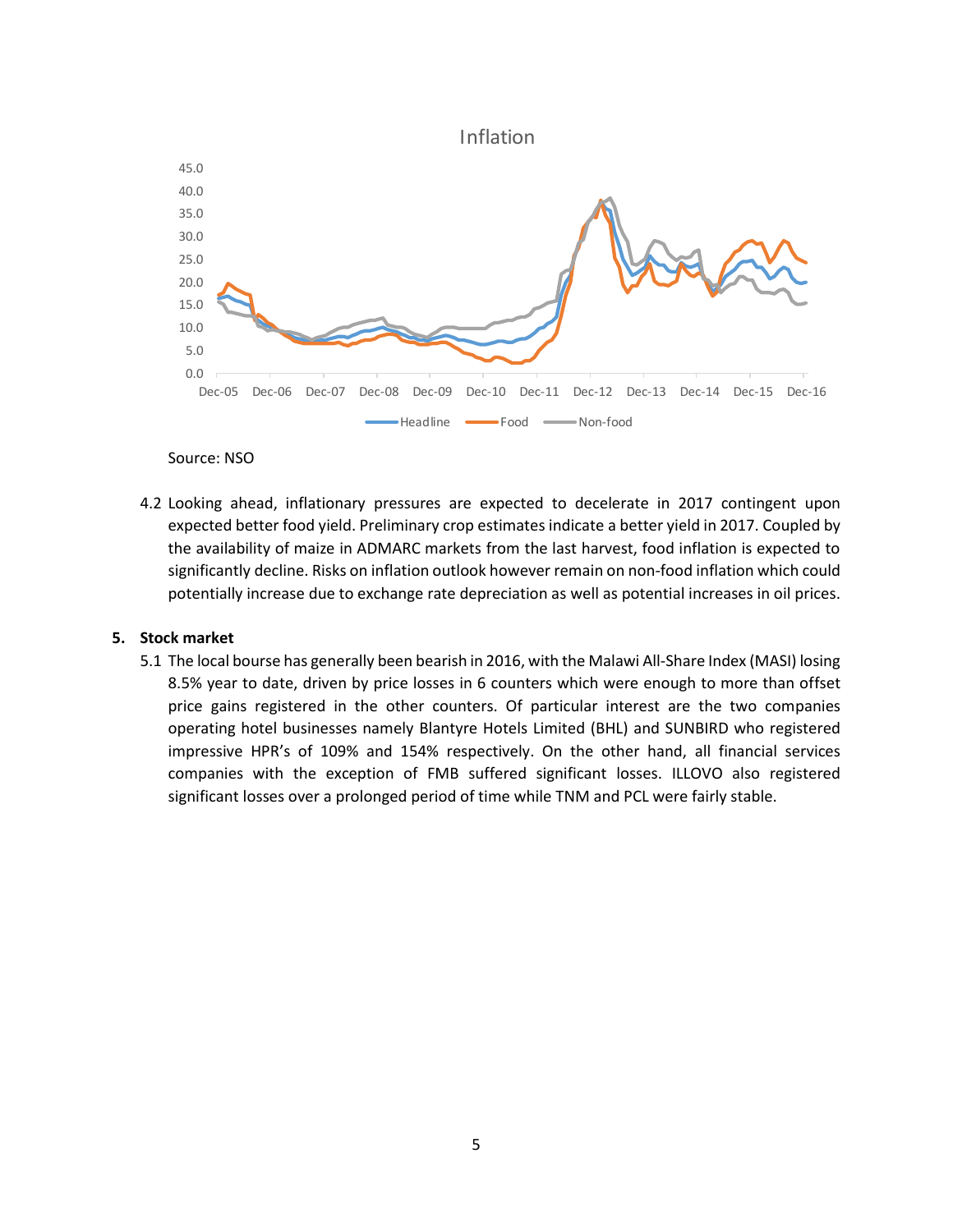Inflation

Source: NSO

4.2 Looking ahead, inflationary pressures are expected to decelerate in 2017 contingent upon expected better food yield. Preliminary crop estimates indicate a better yield in 2017. Coupled by the availability of maize in ADMARC markets from the last harvest, food inflation is expected to significantly decline. Risks on inflation outlook however remain on non-food inflation which could potentially increase due to exchange rate depreciation as well as potential increases in oil prices.

## 5. Stock market

5.1 The local bourse has generally been bearish in 2016, with the Malawi All-Share Index (MASI) losing 8.5% year to date, driven by price losses in 6 counters which were enough to more than offset price gains registered in the other counters. Of particular interest are the two companies operating hotel businesses namely Blantyre Hotels Limited (BHL) and SUNBIRD who registered impressive HPR's of 109% and 154% respectively. On the other hand, all financial services companies with the exception of FMB suffered significant losses. ILLOVO also registered significant losses over a prolonged period of time while TNM and PCL were fairly stable.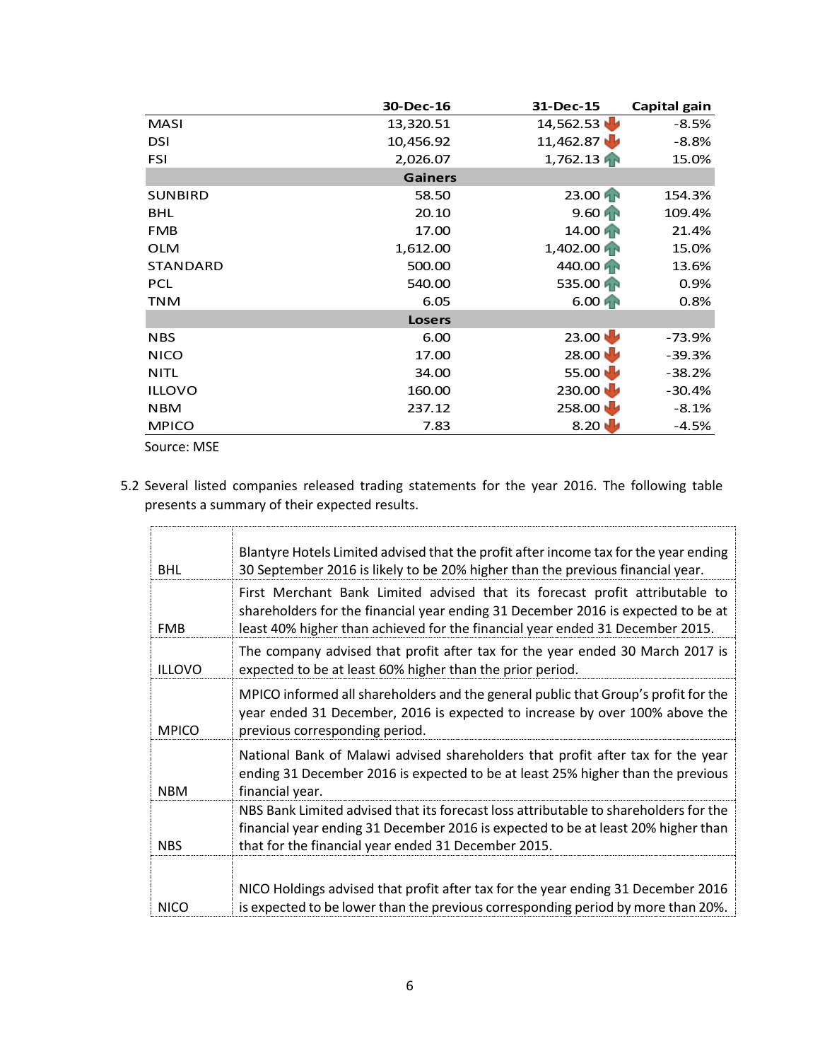| | 30-Dec-16 | 31-Dec-15 | Capital gain |
|---|---|---|---|
| MASI | 13,320.51 | 14,562.53 | -8.5% |
| DSI | 10,456.92 | 11,462.87 | -8.8% |
| FSI | 2,026.07 | 1,762.13 | 15.0% |
| | **Gainers** | | |
| SUNBIRD | 58.50 | 23.00 | 154.3% |
| BHL | 20.10 | 9.60 | 109.4% |
| FMB | 17.00 | 14.00 | 21.4% |
| OLM | 1,612.00 | 1,402.00 | 15.0% |
| STANDARD | 500.00 | 440.00 | 13.6% |
| PCL | 540.00 | 535.00 | 0.9% |
| TNM | 6.05 | 6.00 | 0.8% |
| | **Losers** | | |
| NBS | 6.00 | 23.00 | -73.9% |
| NICO | 17.00 | 28.00 | -39.3% |
| NITL | 34.00 | 55.00 | -38.2% |
| ILLOVO | 160.00 | 230.00 | -30.4% |
| NBM | 237.12 | 258.00 | -8.1% |
| MPICO | 7.83 | 8.20 | -4.5% |

Source: MSE

5.2 Several listed companies released trading statements for the year 2016. The following table presents a summary of their expected results.

| | |
|---|---|
| BHL | Blantyre Hotels Limited advised that the profit after income tax for the year ending 30 September 2016 is likely to be 20% higher than the previous financial year. |
| FMB | First Merchant Bank Limited advised that its forecast profit attributable to shareholders for the financial year ending 31 December 2016 is expected to be at least 40% higher than achieved for the financial year ended 31 December 2015. |
| ILLOVO | The company advised that profit after tax for the year ended 30 March 2017 is expected to be at least 60% higher than the prior period. |
| MPICO | MPICO informed all shareholders and the general public that Group's profit for the year ended 31 December, 2016 is expected to increase by over 100% above the previous corresponding period. |
| NBM | National Bank of Malawi advised shareholders that profit after tax for the year ending 31 December 2016 is expected to be at least 25% higher than the previous financial year. |
| NBS | NBS Bank Limited advised that its forecast loss attributable to shareholders for the financial year ending 31 December 2016 is expected to be at least 20% higher than that for the financial year ended 31 December 2015. |
| NICO | NICO Holdings advised that profit after tax for the year ending 31 December 2016 is expected to be lower than the previous corresponding period by more than 20%. |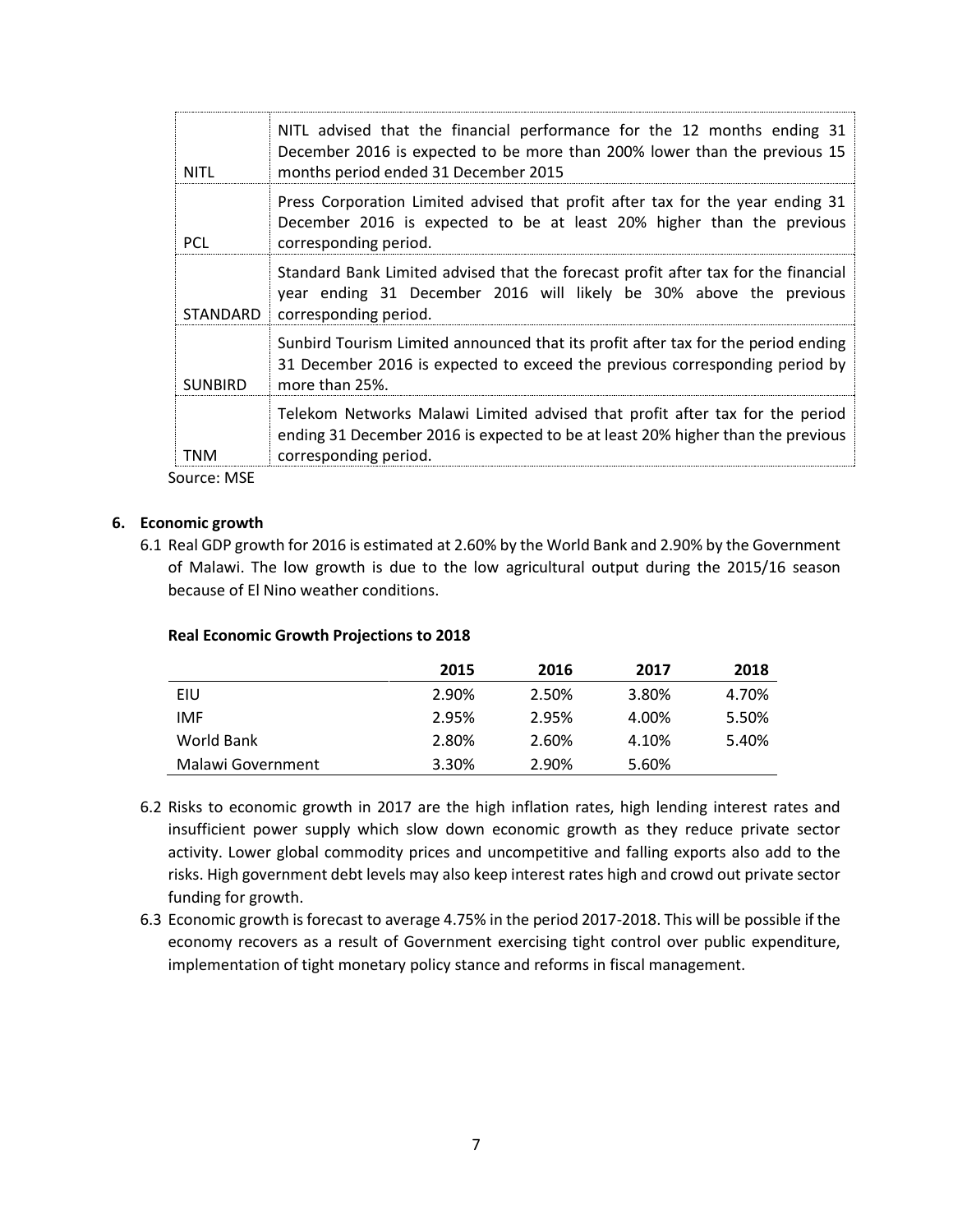| | |
|---|---|
| NITL | NITL advised that the financial performance for the 12 months ending 31 December 2016 is expected to be more than 200% lower than the previous 15 months period ended 31 December 2015 |
| PCL | Press Corporation Limited advised that profit after tax for the year ending 31 December 2016 is expected to be at least 20% higher than the previous corresponding period. |
| STANDARD | Standard Bank Limited advised that the forecast profit after tax for the financial year ending 31 December 2016 will likely be 30% above the previous corresponding period. |
| SUNBIRD | Sunbird Tourism Limited announced that its profit after tax for the period ending 31 December 2016 is expected to exceed the previous corresponding period by more than 25%. |
| TNM | Telekom Networks Malawi Limited advised that profit after tax for the period ending 31 December 2016 is expected to be at least 20% higher than the previous corresponding period. |

Source: MSE

## 6. Economic growth

6.1 Real GDP growth for 2016 is estimated at 2.60% by the World Bank and 2.90% by the Government of Malawi. The low growth is due to the low agricultural output during the 2015/16 season because of El Nino weather conditions.

**Real Economic Growth Projections to 2018**

| | 2015 | 2016 | 2017 | 2018 |
|---|---|---|---|---|
| EIU | 2.90% | 2.50% | 3.80% | 4.70% |
| IMF | 2.95% | 2.95% | 4.00% | 5.50% |
| World Bank | 2.80% | 2.60% | 4.10% | 5.40% |
| Malawi Government | 3.30% | 2.90% | 5.60% | |

6.2 Risks to economic growth in 2017 are the high inflation rates, high lending interest rates and insufficient power supply which slow down economic growth as they reduce private sector activity. Lower global commodity prices and uncompetitive and falling exports also add to the risks. High government debt levels may also keep interest rates high and crowd out private sector funding for growth.

6.3 Economic growth is forecast to average 4.75% in the period 2017-2018. This will be possible if the economy recovers as a result of Government exercising tight control over public expenditure, implementation of tight monetary policy stance and reforms in fiscal management.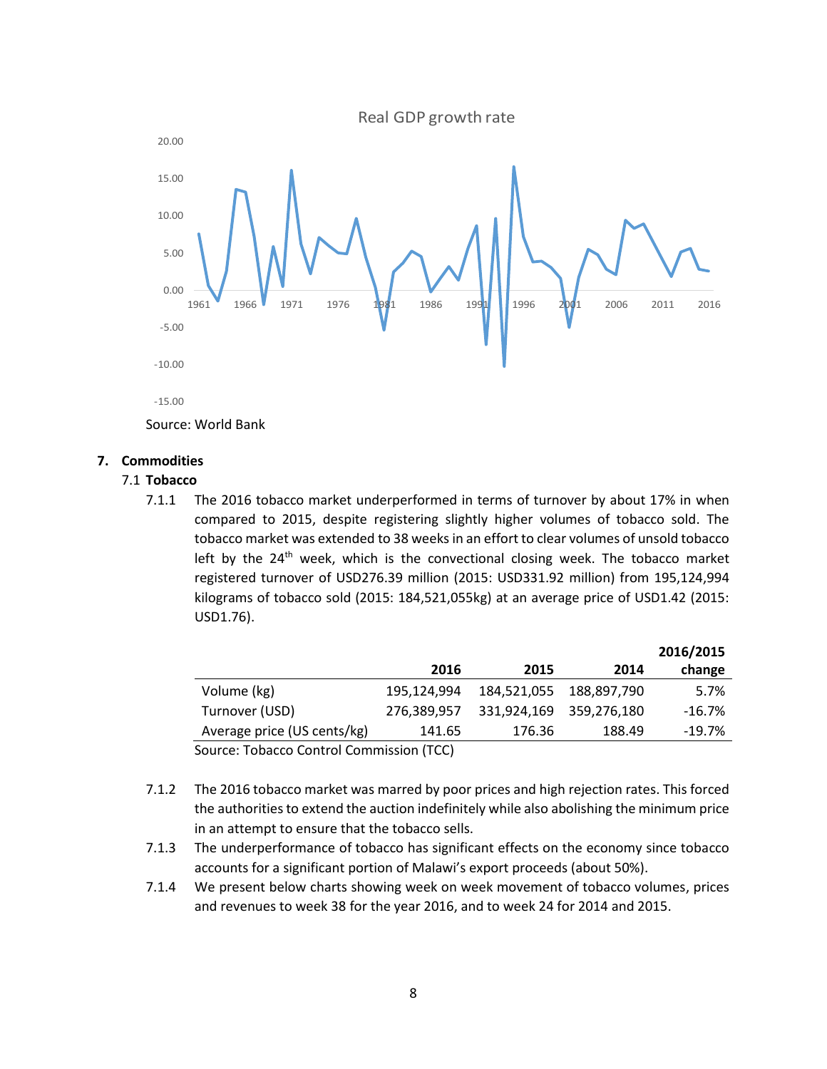Real GDP growth rate

Source: World Bank

## 7. Commodities

### 7.1 Tobacco

7.1.1 The 2016 tobacco market underperformed in terms of turnover by about 17% in when compared to 2015, despite registering slightly higher volumes of tobacco sold. The tobacco market was extended to 38 weeks in an effort to clear volumes of unsold tobacco left by the 24th week, which is the convectional closing week. The tobacco market registered turnover of USD276.39 million (2015: USD331.92 million) from 195,124,994 kilograms of tobacco sold (2015: 184,521,055kg) at an average price of USD1.42 (2015: USD1.76).

| | 2016 | 2015 | 2014 | 2016/2015 change |
|---|---|---|---|---|
| Volume (kg) | 195,124,994 | 184,521,055 | 188,897,790 | 5.7% |
| Turnover (USD) | 276,389,957 | 331,924,169 | 359,276,180 | -16.7% |
| Average price (US cents/kg) | 141.65 | 176.36 | 188.49 | -19.7% |

Source: Tobacco Control Commission (TCC)

7.1.2 The 2016 tobacco market was marred by poor prices and high rejection rates. This forced the authorities to extend the auction indefinitely while also abolishing the minimum price in an attempt to ensure that the tobacco sells.

7.1.3 The underperformance of tobacco has significant effects on the economy since tobacco accounts for a significant portion of Malawi's export proceeds (about 50%).

7.1.4 We present below charts showing week on week movement of tobacco volumes, prices and revenues to week 38 for the year 2016, and to week 24 for 2014 and 2015.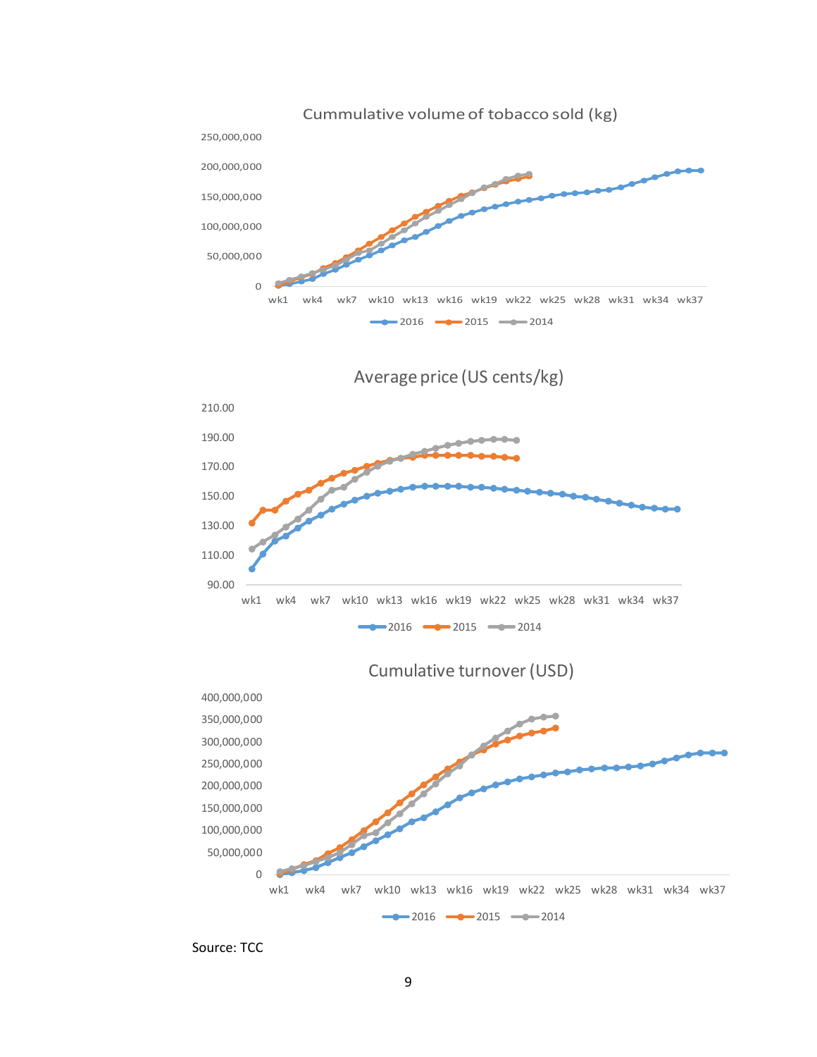Cummulative volume of tobacco sold (kg)

Average price (US cents/kg)

Cumulative turnover (USD)

Source: TCC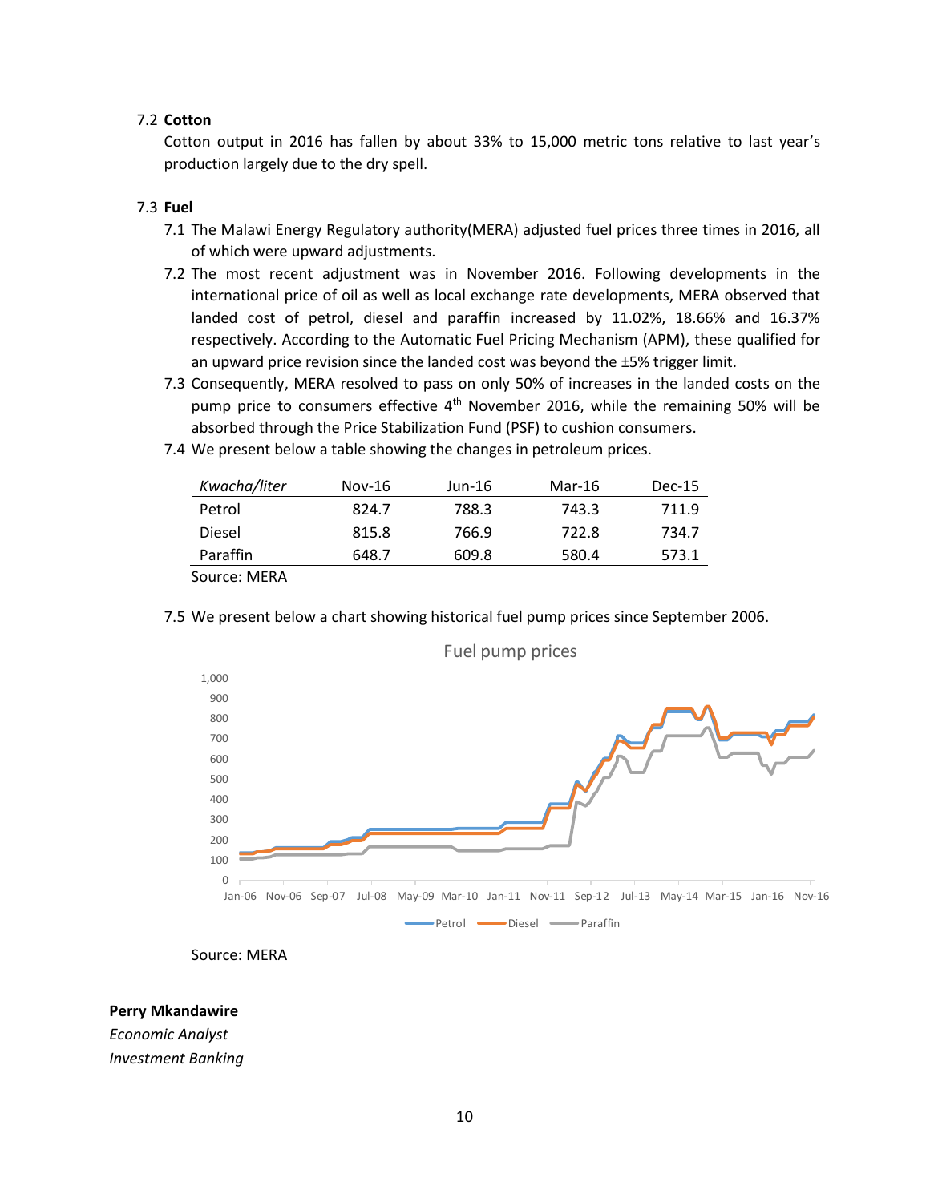7.2 **Cotton**

Cotton output in 2016 has fallen by about 33% to 15,000 metric tons relative to last year's production largely due to the dry spell.

7.3 **Fuel**

7.1 The Malawi Energy Regulatory authority(MERA) adjusted fuel prices three times in 2016, all of which were upward adjustments.

7.2 The most recent adjustment was in November 2016. Following developments in the international price of oil as well as local exchange rate developments, MERA observed that landed cost of petrol, diesel and paraffin increased by 11.02%, 18.66% and 16.37% respectively. According to the Automatic Fuel Pricing Mechanism (APM), these qualified for an upward price revision since the landed cost was beyond the ±5% trigger limit.

7.3 Consequently, MERA resolved to pass on only 50% of increases in the landed costs on the pump price to consumers effective 4th November 2016, while the remaining 50% will be absorbed through the Price Stabilization Fund (PSF) to cushion consumers.

7.4 We present below a table showing the changes in petroleum prices.

| *Kwacha/liter* | Nov-16 | Jun-16 | Mar-16 | Dec-15 |
|---|---|---|---|---|
| Petrol | 824.7 | 788.3 | 743.3 | 711.9 |
| Diesel | 815.8 | 766.9 | 722.8 | 734.7 |
| Paraffin | 648.7 | 609.8 | 580.4 | 573.1 |

Source: MERA

7.5 We present below a chart showing historical fuel pump prices since September 2006.

Fuel pump prices

1,000
900
800
700
600
500
400
300
200
100
0

Jan-06 Nov-06 Sep-07 Jul-08 May-09 Mar-10 Jan-11 Nov-11 Sep-12 Jul-13 May-14 Mar-15 Jan-16 Nov-16

Petrol Diesel Paraffin

Source: MERA

**Perry Mkandawire**
*Economic Analyst*
*Investment Banking*